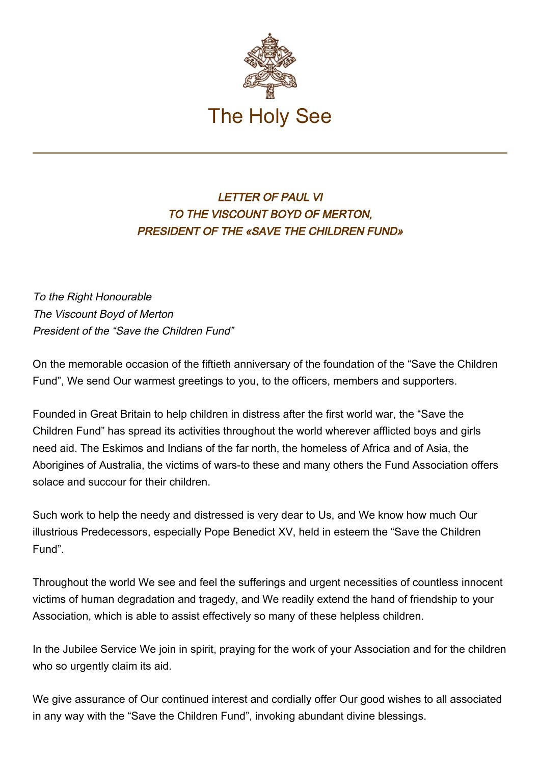The Holy See

# *LETTER OF PAUL VI TO THE VISCOUNT BOYD OF MERTON, PRESIDENT OF THE «SAVE THE CHILDREN FUND»*

*To the Right Honourable*
*The Viscount Boyd of Merton*
*President of the "Save the Children Fund"*

On the memorable occasion of the fiftieth anniversary of the foundation of the "Save the Children Fund", We send Our warmest greetings to you, to the officers, members and supporters.

Founded in Great Britain to help children in distress after the first world war, the "Save the Children Fund" has spread its activities throughout the world wherever afflicted boys and girls need aid. The Eskimos and Indians of the far north, the homeless of Africa and of Asia, the Aborigines of Australia, the victims of wars-to these and many others the Fund Association offers solace and succour for their children.

Such work to help the needy and distressed is very dear to Us, and We know how much Our illustrious Predecessors, especially Pope Benedict XV, held in esteem the "Save the Children Fund".

Throughout the world We see and feel the sufferings and urgent necessities of countless innocent victims of human degradation and tragedy, and We readily extend the hand of friendship to your Association, which is able to assist effectively so many of these helpless children.

In the Jubilee Service We join in spirit, praying for the work of your Association and for the children who so urgently claim its aid.

We give assurance of Our continued interest and cordially offer Our good wishes to all associated in any way with the "Save the Children Fund", invoking abundant divine blessings.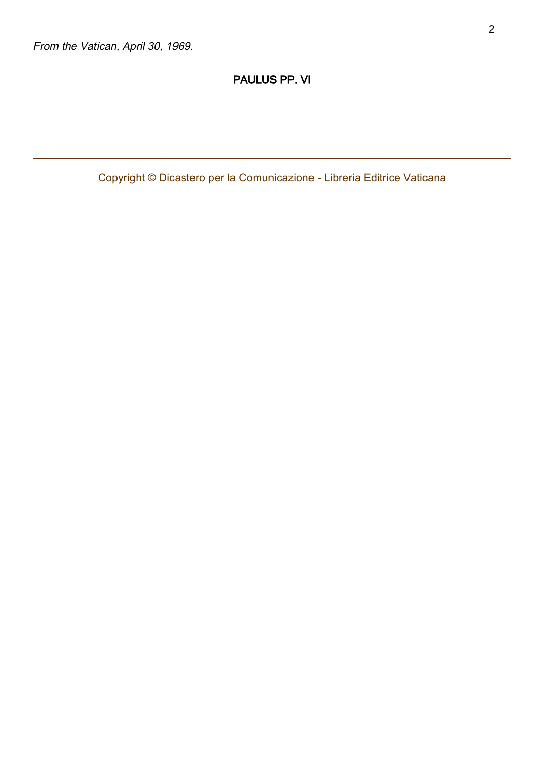*From the Vatican, April 30, 1969.*

**PAULUS PP. VI**

---

Copyright © Dicastero per la Comunicazione - Libreria Editrice Vaticana